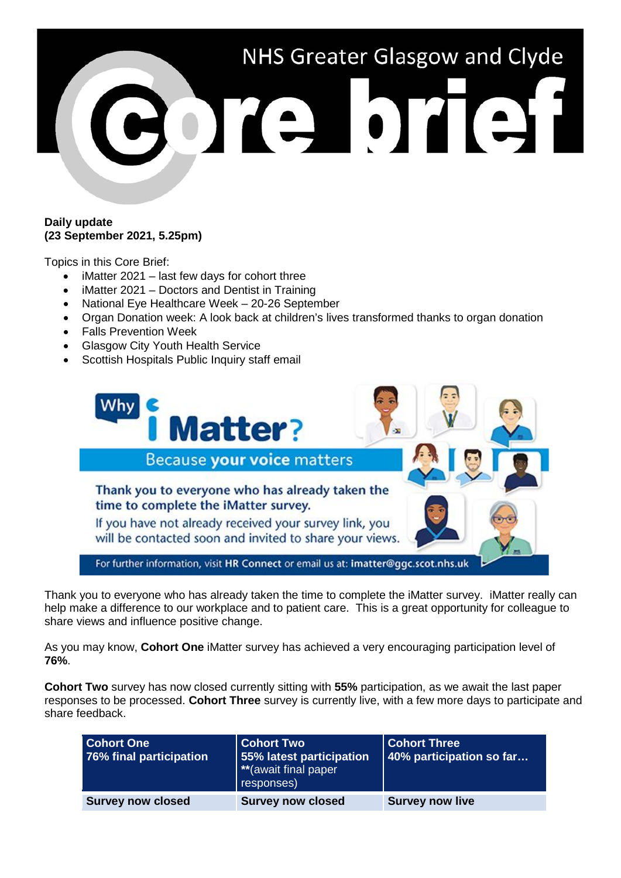# NHS Greater Glasgow and Clyde Core brief

**Daily update**
**(23 September 2021, 5.25pm)**

Topics in this Core Brief:

- iMatter 2021 – last few days for cohort three
- iMatter 2021 – Doctors and Dentist in Training
- National Eye Healthcare Week – 20-26 September
- Organ Donation week: A look back at children's lives transformed thanks to organ donation
- Falls Prevention Week
- Glasgow City Youth Health Service
- Scottish Hospitals Public Inquiry staff email

Why i Matter?

Because **your voice** matters

Thank you to everyone who has already taken the time to complete the iMatter survey.

If you have not already received your survey link, you will be contacted soon and invited to share your views.

For further information, visit **HR Connect** or email us at: **imatter@ggc.scot.nhs.uk**

Thank you to everyone who has already taken the time to complete the iMatter survey. iMatter really can help make a difference to our workplace and to patient care. This is a great opportunity for colleague to share views and influence positive change.

As you may know, **Cohort One** iMatter survey has achieved a very encouraging participation level of **76%**.

**Cohort Two** survey has now closed currently sitting with **55%** participation, as we await the last paper responses to be processed. **Cohort Three** survey is currently live, with a few more days to participate and share feedback.

| **Cohort One**<br>**76% final participation** | **Cohort Two**<br>**55% latest participation**<br>**(await final paper responses) | **Cohort Three**<br>**40% participation so far…** |
|---|---|---|
| **Survey now closed** | **Survey now closed** | **Survey now live** |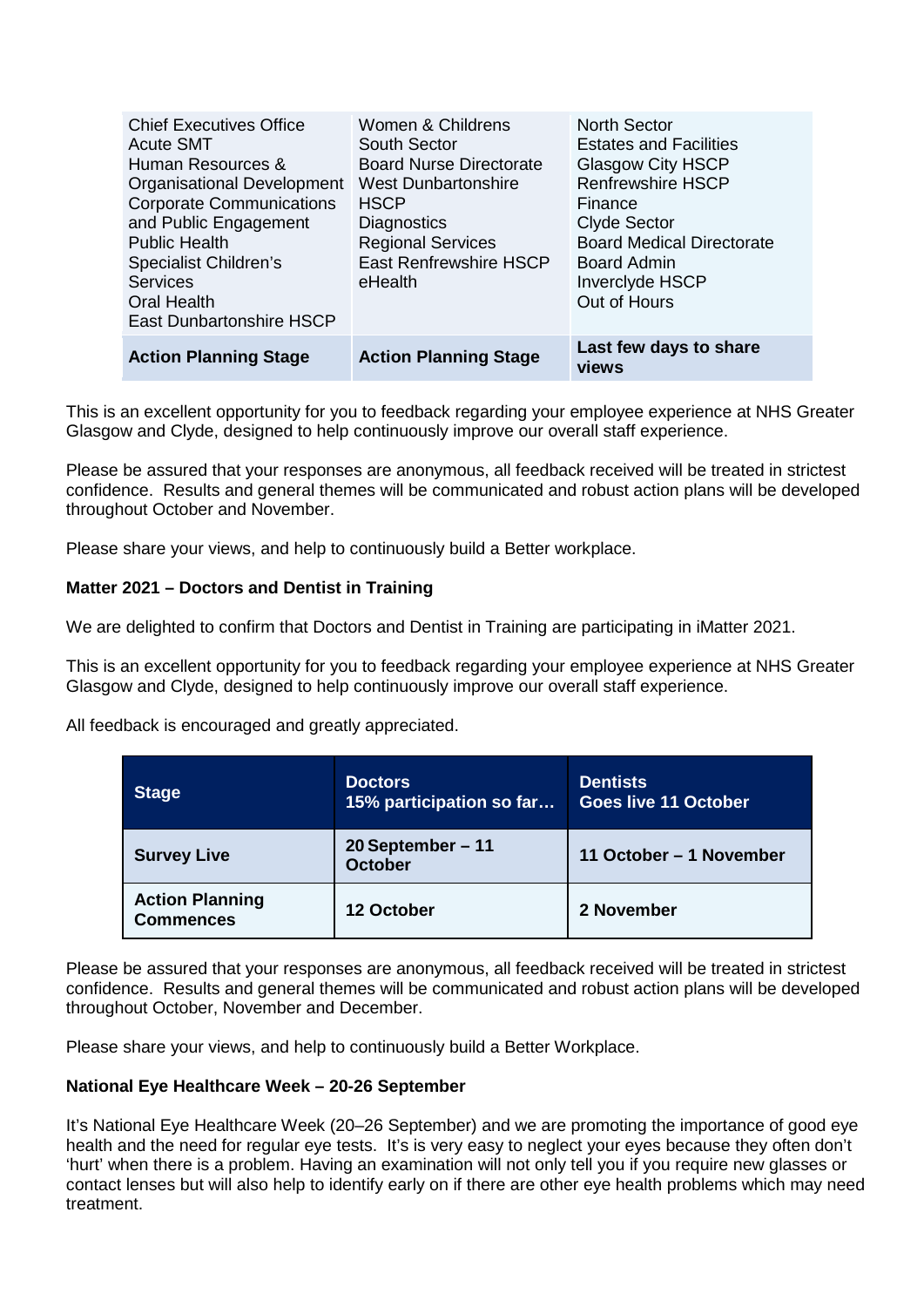| | | |
|---|---|---|
| Chief Executives Office<br>Acute SMT<br>Human Resources & Organisational Development<br>Corporate Communications and Public Engagement<br>Public Health<br>Specialist Children's Services<br>Oral Health<br>East Dunbartonshire HSCP | Women & Childrens<br>South Sector<br>Board Nurse Directorate<br>West Dunbartonshire HSCP<br>Diagnostics<br>Regional Services<br>East Renfrewshire HSCP<br>eHealth | North Sector<br>Estates and Facilities<br>Glasgow City HSCP<br>Renfrewshire HSCP<br>Finance<br>Clyde Sector<br>Board Medical Directorate<br>Board Admin<br>Inverclyde HSCP<br>Out of Hours |
| **Action Planning Stage** | **Action Planning Stage** | **Last few days to share views** |

This is an excellent opportunity for you to feedback regarding your employee experience at NHS Greater Glasgow and Clyde, designed to help continuously improve our overall staff experience.

Please be assured that your responses are anonymous, all feedback received will be treated in strictest confidence. Results and general themes will be communicated and robust action plans will be developed throughout October and November.

Please share your views, and help to continuously build a Better workplace.

**Matter 2021 – Doctors and Dentist in Training**

We are delighted to confirm that Doctors and Dentist in Training are participating in iMatter 2021.

This is an excellent opportunity for you to feedback regarding your employee experience at NHS Greater Glasgow and Clyde, designed to help continuously improve our overall staff experience.

All feedback is encouraged and greatly appreciated.

| Stage | Doctors<br>15% participation so far… | Dentists<br>Goes live 11 October |
|---|---|---|
| **Survey Live** | **20 September – 11 October** | **11 October – 1 November** |
| **Action Planning Commences** | **12 October** | **2 November** |

Please be assured that your responses are anonymous, all feedback received will be treated in strictest confidence. Results and general themes will be communicated and robust action plans will be developed throughout October, November and December.

Please share your views, and help to continuously build a Better Workplace.

**National Eye Healthcare Week – 20-26 September**

It's National Eye Healthcare Week (20–26 September) and we are promoting the importance of good eye health and the need for regular eye tests. It's is very easy to neglect your eyes because they often don't 'hurt' when there is a problem. Having an examination will not only tell you if you require new glasses or contact lenses but will also help to identify early on if there are other eye health problems which may need treatment.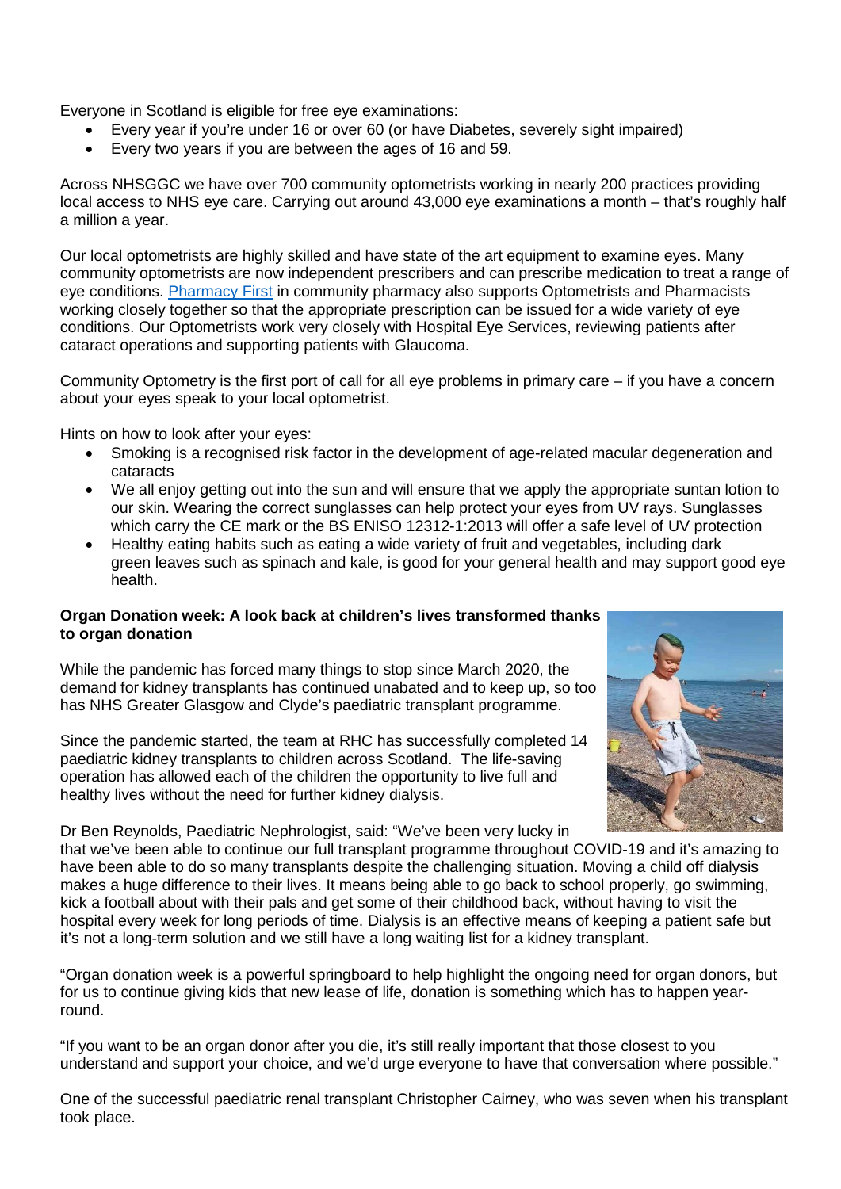Everyone in Scotland is eligible for free eye examinations:

- Every year if you're under 16 or over 60 (or have Diabetes, severely sight impaired)
- Every two years if you are between the ages of 16 and 59.

Across NHSGGC we have over 700 community optometrists working in nearly 200 practices providing local access to NHS eye care. Carrying out around 43,000 eye examinations a month – that's roughly half a million a year.

Our local optometrists are highly skilled and have state of the art equipment to examine eyes. Many community optometrists are now independent prescribers and can prescribe medication to treat a range of eye conditions. Pharmacy First in community pharmacy also supports Optometrists and Pharmacists working closely together so that the appropriate prescription can be issued for a wide variety of eye conditions. Our Optometrists work very closely with Hospital Eye Services, reviewing patients after cataract operations and supporting patients with Glaucoma.

Community Optometry is the first port of call for all eye problems in primary care – if you have a concern about your eyes speak to your local optometrist.

Hints on how to look after your eyes:

- Smoking is a recognised risk factor in the development of age-related macular degeneration and cataracts
- We all enjoy getting out into the sun and will ensure that we apply the appropriate suntan lotion to our skin. Wearing the correct sunglasses can help protect your eyes from UV rays. Sunglasses which carry the CE mark or the BS ENISO 12312-1:2013 will offer a safe level of UV protection
- Healthy eating habits such as eating a wide variety of fruit and vegetables, including dark green leaves such as spinach and kale, is good for your general health and may support good eye health.

**Organ Donation week: A look back at children's lives transformed thanks to organ donation**

While the pandemic has forced many things to stop since March 2020, the demand for kidney transplants has continued unabated and to keep up, so too has NHS Greater Glasgow and Clyde's paediatric transplant programme.

Since the pandemic started, the team at RHC has successfully completed 14 paediatric kidney transplants to children across Scotland. The life-saving operation has allowed each of the children the opportunity to live full and healthy lives without the need for further kidney dialysis.

Dr Ben Reynolds, Paediatric Nephrologist, said: "We've been very lucky in that we've been able to continue our full transplant programme throughout COVID-19 and it's amazing to have been able to do so many transplants despite the challenging situation. Moving a child off dialysis makes a huge difference to their lives. It means being able to go back to school properly, go swimming, kick a football about with their pals and get some of their childhood back, without having to visit the hospital every week for long periods of time. Dialysis is an effective means of keeping a patient safe but it's not a long-term solution and we still have a long waiting list for a kidney transplant.

"Organ donation week is a powerful springboard to help highlight the ongoing need for organ donors, but for us to continue giving kids that new lease of life, donation is something which has to happen year-round.

"If you want to be an organ donor after you die, it's still really important that those closest to you understand and support your choice, and we'd urge everyone to have that conversation where possible."

One of the successful paediatric renal transplant Christopher Cairney, who was seven when his transplant took place.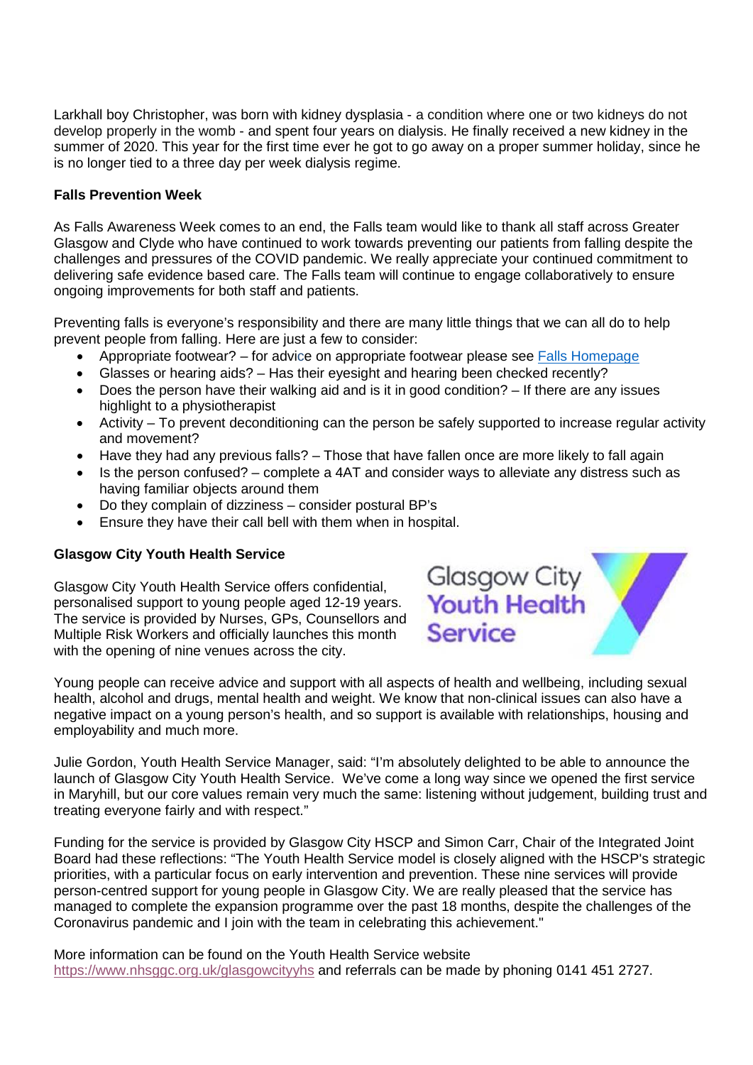Larkhall boy Christopher, was born with kidney dysplasia - a condition where one or two kidneys do not develop properly in the womb - and spent four years on dialysis. He finally received a new kidney in the summer of 2020. This year for the first time ever he got to go away on a proper summer holiday, since he is no longer tied to a three day per week dialysis regime.

**Falls Prevention Week**

As Falls Awareness Week comes to an end, the Falls team would like to thank all staff across Greater Glasgow and Clyde who have continued to work towards preventing our patients from falling despite the challenges and pressures of the COVID pandemic. We really appreciate your continued commitment to delivering safe evidence based care. The Falls team will continue to engage collaboratively to ensure ongoing improvements for both staff and patients.

Preventing falls is everyone's responsibility and there are many little things that we can all do to help prevent people from falling. Here are just a few to consider:

- Appropriate footwear? – for advice on appropriate footwear please see [Falls Homepage]
- Glasses or hearing aids? – Has their eyesight and hearing been checked recently?
- Does the person have their walking aid and is it in good condition? – If there are any issues highlight to a physiotherapist
- Activity – To prevent deconditioning can the person be safely supported to increase regular activity and movement?
- Have they had any previous falls? – Those that have fallen once are more likely to fall again
- Is the person confused? – complete a 4AT and consider ways to alleviate any distress such as having familiar objects around them
- Do they complain of dizziness – consider postural BP's
- Ensure they have their call bell with them when in hospital.

**Glasgow City Youth Health Service**

Glasgow City Youth Health Service

Glasgow City Youth Health Service offers confidential, personalised support to young people aged 12-19 years. The service is provided by Nurses, GPs, Counsellors and Multiple Risk Workers and officially launches this month with the opening of nine venues across the city.

Young people can receive advice and support with all aspects of health and wellbeing, including sexual health, alcohol and drugs, mental health and weight. We know that non-clinical issues can also have a negative impact on a young person's health, and so support is available with relationships, housing and employability and much more.

Julie Gordon, Youth Health Service Manager, said: "I'm absolutely delighted to be able to announce the launch of Glasgow City Youth Health Service. We've come a long way since we opened the first service in Maryhill, but our core values remain very much the same: listening without judgement, building trust and treating everyone fairly and with respect."

Funding for the service is provided by Glasgow City HSCP and Simon Carr, Chair of the Integrated Joint Board had these reflections: "The Youth Health Service model is closely aligned with the HSCP's strategic priorities, with a particular focus on early intervention and prevention. These nine services will provide person-centred support for young people in Glasgow City. We are really pleased that the service has managed to complete the expansion programme over the past 18 months, despite the challenges of the Coronavirus pandemic and I join with the team in celebrating this achievement."

More information can be found on the Youth Health Service website https://www.nhsggc.org.uk/glasgowcityyhs and referrals can be made by phoning 0141 451 2727.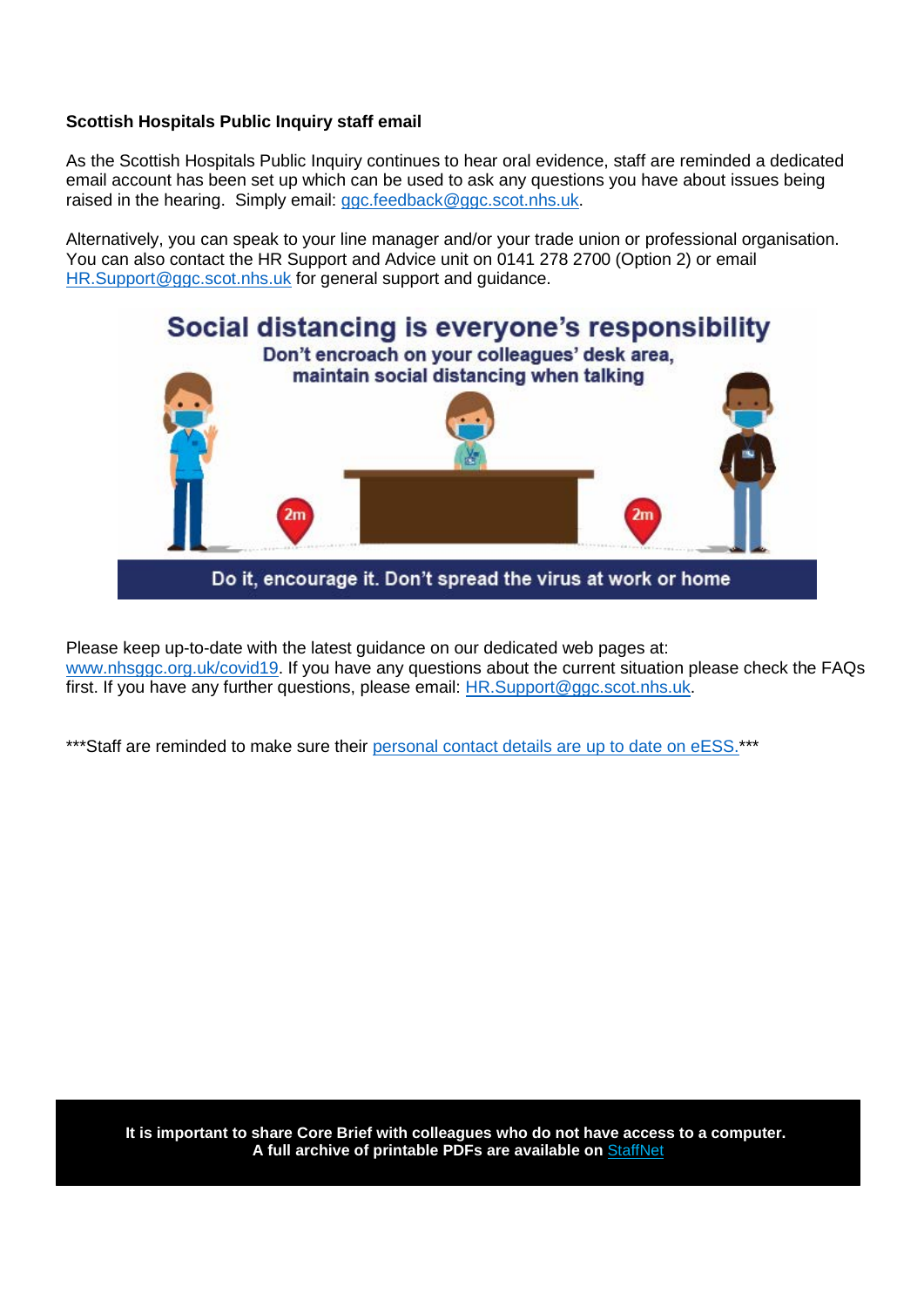**Scottish Hospitals Public Inquiry staff email**

As the Scottish Hospitals Public Inquiry continues to hear oral evidence, staff are reminded a dedicated email account has been set up which can be used to ask any questions you have about issues being raised in the hearing. Simply email: ggc.feedback@ggc.scot.nhs.uk.

Alternatively, you can speak to your line manager and/or your trade union or professional organisation. You can also contact the HR Support and Advice unit on 0141 278 2700 (Option 2) or email HR.Support@ggc.scot.nhs.uk for general support and guidance.

Social distancing is everyone's responsibility

Don't encroach on your colleagues' desk area, maintain social distancing when talking

2m

2m

Do it, encourage it. Don't spread the virus at work or home

Please keep up-to-date with the latest guidance on our dedicated web pages at: www.nhsggc.org.uk/covid19. If you have any questions about the current situation please check the FAQs first. If you have any further questions, please email: HR.Support@ggc.scot.nhs.uk.

***Staff are reminded to make sure their personal contact details are up to date on eESS.***

**It is important to share Core Brief with colleagues who do not have access to a computer.**
**A full archive of printable PDFs are available on StaffNet**